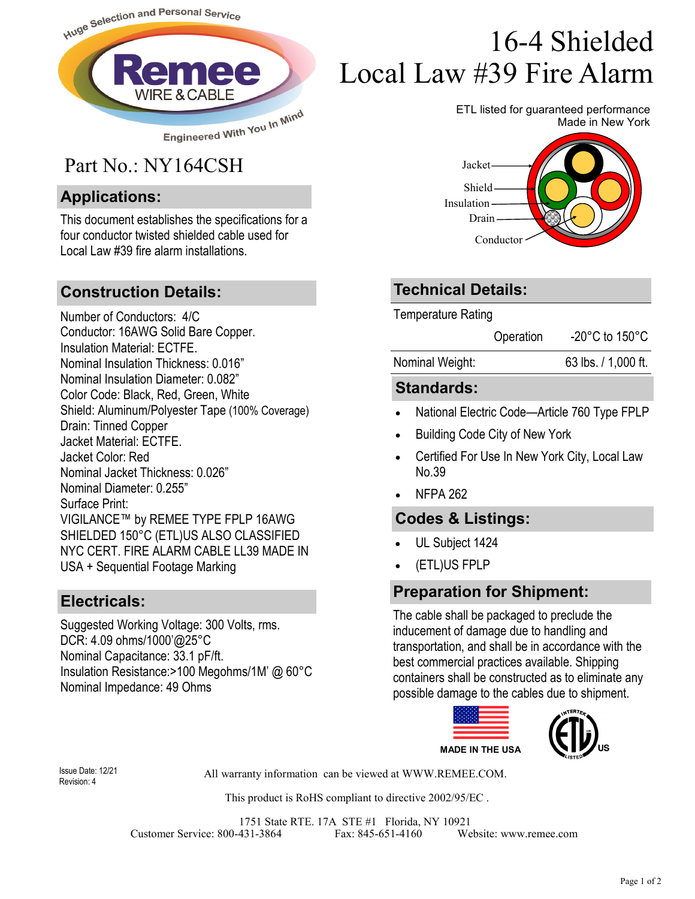# 16-4 Shielded Local Law #39 Fire Alarm

ETL listed for guaranteed performance
Made in New York

Part No.: NY164CSH

Jacket
Shield
Insulation
Drain
Conductor

## Applications:

This document establishes the specifications for a four conductor twisted shielded cable used for Local Law #39 fire alarm installations.

## Construction Details:

Number of Conductors: 4/C
Conductor: 16AWG Solid Bare Copper.
Insulation Material: ECTFE.
Nominal Insulation Thickness: 0.016”
Nominal Insulation Diameter: 0.082”
Color Code: Black, Red, Green, White
Shield: Aluminum/Polyester Tape (100% Coverage)
Drain: Tinned Copper
Jacket Material: ECTFE.
Jacket Color: Red
Nominal Jacket Thickness: 0.026”
Nominal Diameter: 0.255”
Surface Print:
VIGILANCE™ by REMEE TYPE FPLP 16AWG SHIELDED 150°C (ETL)US ALSO CLASSIFIED NYC CERT. FIRE ALARM CABLE LL39 MADE IN USA + Sequential Footage Marking

## Electricals:

Suggested Working Voltage: 300 Volts, rms.
DCR: 4.09 ohms/1000’@25°C
Nominal Capacitance: 33.1 pF/ft.
Insulation Resistance:>100 Megohms/1M’ @ 60°C
Nominal Impedance: 49 Ohms

## Technical Details:

| Temperature Rating | | |
|---|---|---|
| | Operation | -20°C to 150°C |
| Nominal Weight: | | 63 lbs. / 1,000 ft. |

## Standards:

- National Electric Code—Article 760 Type FPLP
- Building Code City of New York
- Certified For Use In New York City, Local Law No.39
- NFPA 262

## Codes & Listings:

- UL Subject 1424
- (ETL)US FPLP

## Preparation for Shipment:

The cable shall be packaged to preclude the inducement of damage due to handling and transportation, and shall be in accordance with the best commercial practices available. Shipping containers shall be constructed as to eliminate any possible damage to the cables due to shipment.

MADE IN THE USA

Issue Date: 12/21
Revision: 4

All warranty information can be viewed at WWW.REMEE.COM.

This product is RoHS compliant to directive 2002/95/EC .

1751 State RTE. 17A STE #1 Florida, NY 10921
Customer Service: 800-431-3864 Fax: 845-651-4160 Website: www.remee.com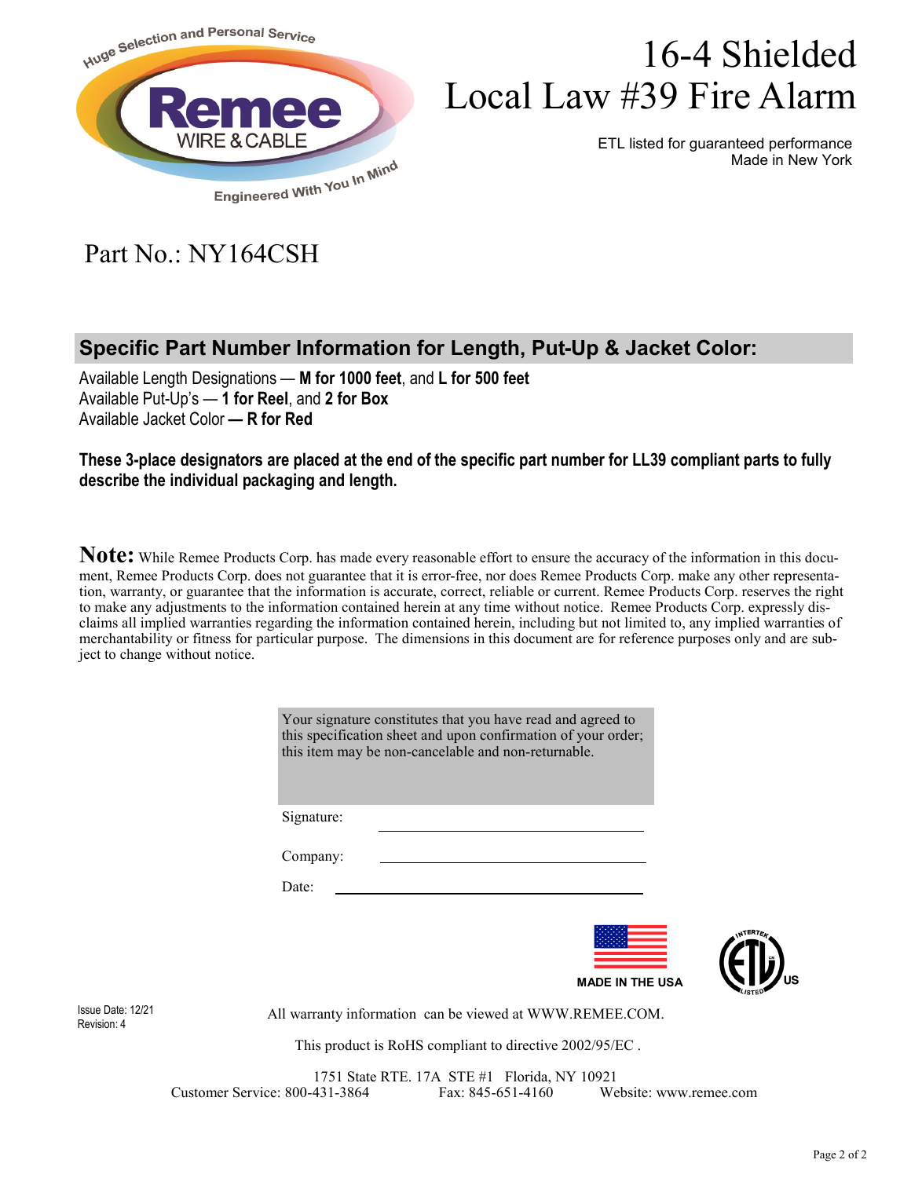Huge Selection and Personal Service

Remee WIRE & CABLE

Engineered With You In Mind

# 16-4 Shielded Local Law #39 Fire Alarm

ETL listed for guaranteed performance
Made in New York

## Part No.: NY164CSH

## Specific Part Number Information for Length, Put-Up & Jacket Color:

Available Length Designations — **M for 1000 feet**, and **L for 500 feet**
Available Put-Up's — **1 for Reel**, and **2 for Box**
Available Jacket Color **— R for Red**

**These 3-place designators are placed at the end of the specific part number for LL39 compliant parts to fully describe the individual packaging and length.**

**Note:** While Remee Products Corp. has made every reasonable effort to ensure the accuracy of the information in this document, Remee Products Corp. does not guarantee that it is error-free, nor does Remee Products Corp. make any other representation, warranty, or guarantee that the information is accurate, correct, reliable or current. Remee Products Corp. reserves the right to make any adjustments to the information contained herein at any time without notice. Remee Products Corp. expressly disclaims all implied warranties regarding the information contained herein, including but not limited to, any implied warranties of merchantability or fitness for particular purpose. The dimensions in this document are for reference purposes only and are subject to change without notice.

Your signature constitutes that you have read and agreed to this specification sheet and upon confirmation of your order; this item may be non-cancelable and non-returnable.

Signature: ______________________

Company: ______________________

Date: ______________________

MADE IN THE USA

Intertek ETL Listed US

Issue Date: 12/21
Revision: 4

All warranty information can be viewed at WWW.REMEE.COM.

This product is RoHS compliant to directive 2002/95/EC .

1751 State RTE. 17A STE #1 Florida, NY 10921
Customer Service: 800-431-3864 Fax: 845-651-4160 Website: www.remee.com